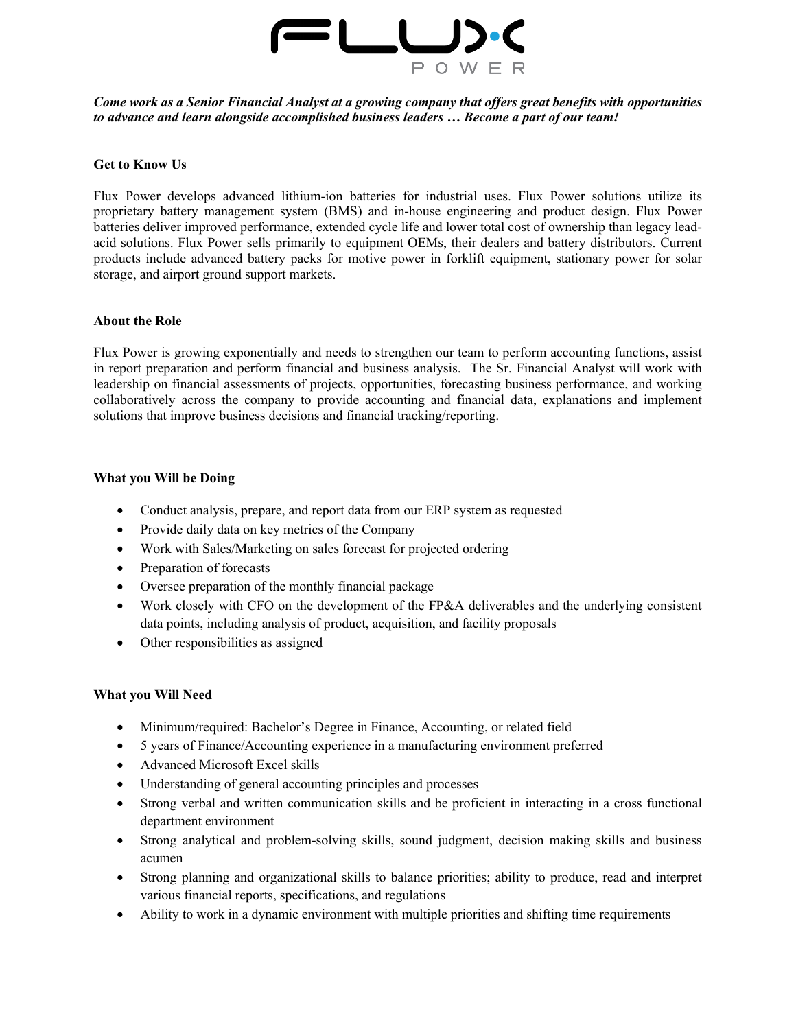*Come work as a Senior Financial Analyst at a growing company that offers great benefits with opportunities to advance and learn alongside accomplished business leaders … Become a part of our team!*

**Get to Know Us**

Flux Power develops advanced lithium-ion batteries for industrial uses. Flux Power solutions utilize its proprietary battery management system (BMS) and in-house engineering and product design. Flux Power batteries deliver improved performance, extended cycle life and lower total cost of ownership than legacy lead-acid solutions. Flux Power sells primarily to equipment OEMs, their dealers and battery distributors. Current products include advanced battery packs for motive power in forklift equipment, stationary power for solar storage, and airport ground support markets.

**About the Role**

Flux Power is growing exponentially and needs to strengthen our team to perform accounting functions, assist in report preparation and perform financial and business analysis. The Sr. Financial Analyst will work with leadership on financial assessments of projects, opportunities, forecasting business performance, and working collaboratively across the company to provide accounting and financial data, explanations and implement solutions that improve business decisions and financial tracking/reporting.

**What you Will be Doing**

- Conduct analysis, prepare, and report data from our ERP system as requested
- Provide daily data on key metrics of the Company
- Work with Sales/Marketing on sales forecast for projected ordering
- Preparation of forecasts
- Oversee preparation of the monthly financial package
- Work closely with CFO on the development of the FP&A deliverables and the underlying consistent data points, including analysis of product, acquisition, and facility proposals
- Other responsibilities as assigned

**What you Will Need**

- Minimum/required: Bachelor's Degree in Finance, Accounting, or related field
- 5 years of Finance/Accounting experience in a manufacturing environment preferred
- Advanced Microsoft Excel skills
- Understanding of general accounting principles and processes
- Strong verbal and written communication skills and be proficient in interacting in a cross functional department environment
- Strong analytical and problem-solving skills, sound judgment, decision making skills and business acumen
- Strong planning and organizational skills to balance priorities; ability to produce, read and interpret various financial reports, specifications, and regulations
- Ability to work in a dynamic environment with multiple priorities and shifting time requirements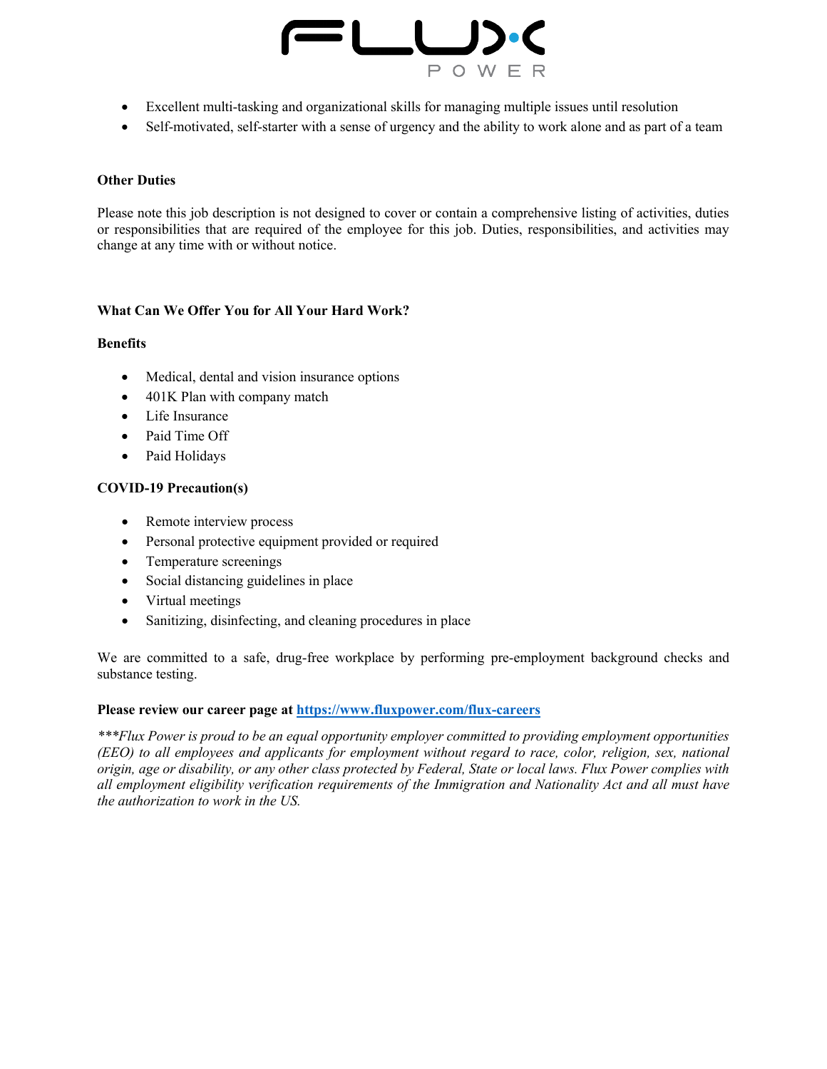- Excellent multi-tasking and organizational skills for managing multiple issues until resolution
- Self-motivated, self-starter with a sense of urgency and the ability to work alone and as part of a team

**Other Duties**

Please note this job description is not designed to cover or contain a comprehensive listing of activities, duties or responsibilities that are required of the employee for this job. Duties, responsibilities, and activities may change at any time with or without notice.

**What Can We Offer You for All Your Hard Work?**

**Benefits**

- Medical, dental and vision insurance options
- 401K Plan with company match
- Life Insurance
- Paid Time Off
- Paid Holidays

**COVID-19 Precaution(s)**

- Remote interview process
- Personal protective equipment provided or required
- Temperature screenings
- Social distancing guidelines in place
- Virtual meetings
- Sanitizing, disinfecting, and cleaning procedures in place

We are committed to a safe, drug-free workplace by performing pre-employment background checks and substance testing.

**Please review our career page at [https://www.fluxpower.com/flux-careers](https://www.fluxpower.com/flux-careers)**

*\*\*\*Flux Power is proud to be an equal opportunity employer committed to providing employment opportunities (EEO) to all employees and applicants for employment without regard to race, color, religion, sex, national origin, age or disability, or any other class protected by Federal, State or local laws. Flux Power complies with all employment eligibility verification requirements of the Immigration and Nationality Act and all must have the authorization to work in the US.*